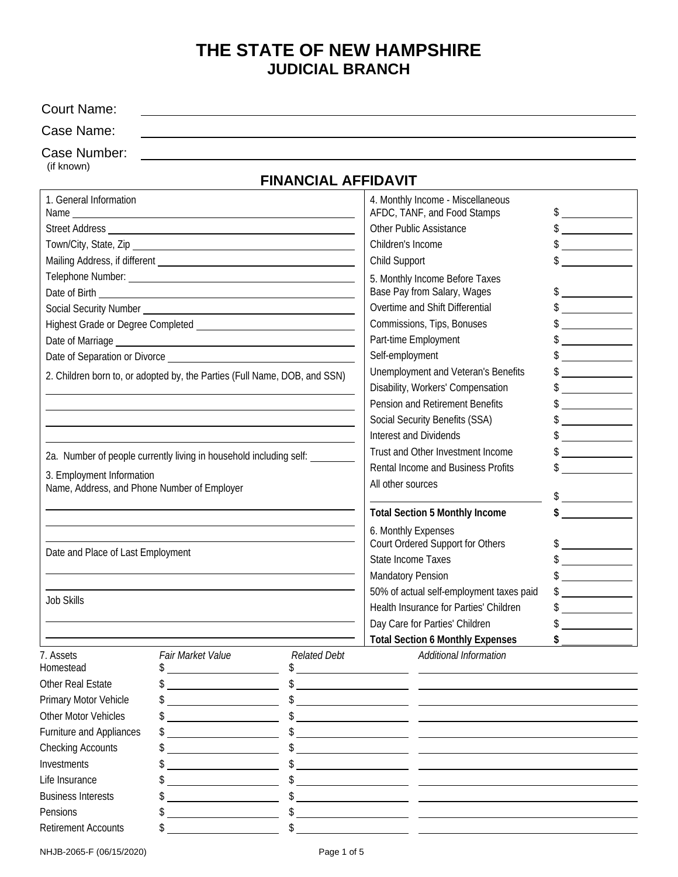# THE STATE OF NEW HAMPSHIRE
## JUDICIAL BRANCH

Court Name: \_\_\_\_\_\_\_\_\_\_\_\_\_\_\_\_\_\_\_\_

Case Name: \_\_\_\_\_\_\_\_\_\_\_\_\_\_\_\_\_\_\_\_

Case Number: \_\_\_\_\_\_\_\_\_\_\_\_\_\_\_\_\_\_\_\_
(if known)

## FINANCIAL AFFIDAVIT

**1. General Information**

Name \_\_\_\_\_\_\_\_\_\_\_\_\_\_\_\_\_\_\_\_

Street Address \_\_\_\_\_\_\_\_\_\_\_\_\_\_\_\_\_\_\_\_

Town/City, State, Zip \_\_\_\_\_\_\_\_\_\_\_\_\_\_\_\_\_\_\_\_

Mailing Address, if different \_\_\_\_\_\_\_\_\_\_\_\_\_\_\_\_\_\_\_\_

Telephone Number: \_\_\_\_\_\_\_\_\_\_\_\_\_\_\_\_\_\_\_\_

Date of Birth \_\_\_\_\_\_\_\_\_\_\_\_\_\_\_\_\_\_\_\_

Social Security Number \_\_\_\_\_\_\_\_\_\_\_\_\_\_\_\_\_\_\_\_

Highest Grade or Degree Completed \_\_\_\_\_\_\_\_\_\_\_\_\_\_\_\_\_\_\_\_

Date of Marriage \_\_\_\_\_\_\_\_\_\_\_\_\_\_\_\_\_\_\_\_

Date of Separation or Divorce \_\_\_\_\_\_\_\_\_\_\_\_\_\_\_\_\_\_\_\_

**2. Children born to, or adopted by, the Parties (Full Name, DOB, and SSN)**

\_\_\_\_\_\_\_\_\_\_\_\_\_\_\_\_\_\_\_\_

\_\_\_\_\_\_\_\_\_\_\_\_\_\_\_\_\_\_\_\_

\_\_\_\_\_\_\_\_\_\_\_\_\_\_\_\_\_\_\_\_

\_\_\_\_\_\_\_\_\_\_\_\_\_\_\_\_\_\_\_\_

2a. Number of people currently living in household including self: \_\_\_\_\_\_\_\_

**3. Employment Information**

Name, Address, and Phone Number of Employer

\_\_\_\_\_\_\_\_\_\_\_\_\_\_\_\_\_\_\_\_

\_\_\_\_\_\_\_\_\_\_\_\_\_\_\_\_\_\_\_\_

\_\_\_\_\_\_\_\_\_\_\_\_\_\_\_\_\_\_\_\_

Date and Place of Last Employment

\_\_\_\_\_\_\_\_\_\_\_\_\_\_\_\_\_\_\_\_

\_\_\_\_\_\_\_\_\_\_\_\_\_\_\_\_\_\_\_\_

Job Skills

\_\_\_\_\_\_\_\_\_\_\_\_\_\_\_\_\_\_\_\_

\_\_\_\_\_\_\_\_\_\_\_\_\_\_\_\_\_\_\_\_

**4. Monthly Income - Miscellaneous**

| Item | Amount |
|---|---|
| AFDC, TANF, and Food Stamps | $ |
| Other Public Assistance | $ |
| Children's Income | $ |
| Child Support | $ |

**5. Monthly Income Before Taxes**

| Item | Amount |
|---|---|
| Base Pay from Salary, Wages | $ |
| Overtime and Shift Differential | $ |
| Commissions, Tips, Bonuses | $ |
| Part-time Employment | $ |
| Self-employment | $ |
| Unemployment and Veteran's Benefits | $ |
| Disability, Workers' Compensation | $ |
| Pension and Retirement Benefits | $ |
| Social Security Benefits (SSA) | $ |
| Interest and Dividends | $ |
| Trust and Other Investment Income | $ |
| Rental Income and Business Profits | $ |
| All other sources \_\_\_\_\_\_\_\_\_\_ | $ |
| **Total Section 5 Monthly Income** | **$** |

**6. Monthly Expenses**

| Item | Amount |
|---|---|
| Court Ordered Support for Others | $ |
| State Income Taxes | $ |
| Mandatory Pension | $ |
| 50% of actual self-employment taxes paid | $ |
| Health Insurance for Parties' Children | $ |
| Day Care for Parties' Children | $ |
| **Total Section 6 Monthly Expenses** | **$** |

**7. Assets**

| 7. Assets | *Fair Market Value* | *Related Debt* | *Additional Information* |
|---|---|---|---|
| Homestead | $ | $ | |
| Other Real Estate | $ | $ | |
| Primary Motor Vehicle | $ | $ | |
| Other Motor Vehicles | $ | $ | |
| Furniture and Appliances | $ | $ | |
| Checking Accounts | $ | $ | |
| Investments | $ | $ | |
| Life Insurance | $ | $ | |
| Business Interests | $ | $ | |
| Pensions | $ | $ | |
| Retirement Accounts | $ | $ | |

NHJB-2065-F (06/15/2020)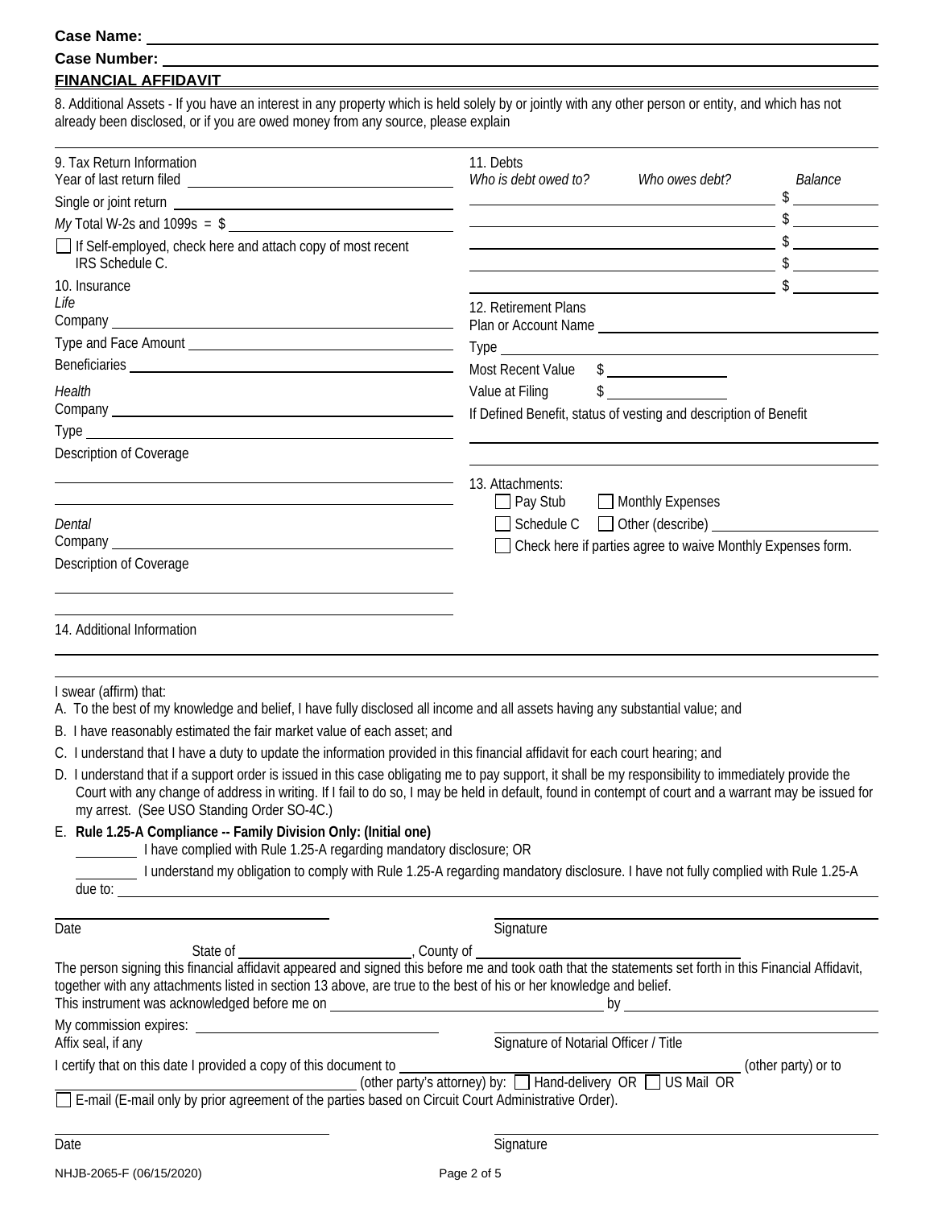**Case Name:** \_\_\_\_\_\_\_\_\_\_\_\_\_\_\_\_\_\_\_\_

**Case Number:** \_\_\_\_\_\_\_\_\_\_\_\_\_\_\_\_\_\_\_\_

**FINANCIAL AFFIDAVIT**

8. Additional Assets - If you have an interest in any property which is held solely by or jointly with any other person or entity, and which has not already been disclosed, or if you are owed money from any source, please explain

9. Tax Return Information

Year of last return filed \_\_\_\_\_\_\_\_\_\_

Single or joint return \_\_\_\_\_\_\_\_\_\_

*My* Total W-2s and 1099s = $ \_\_\_\_\_\_\_\_\_\_

☐ If Self-employed, check here and attach copy of most recent IRS Schedule C.

10. Insurance

*Life*

Company \_\_\_\_\_\_\_\_\_\_

Type and Face Amount \_\_\_\_\_\_\_\_\_\_

Beneficiaries \_\_\_\_\_\_\_\_\_\_

*Health*

Company \_\_\_\_\_\_\_\_\_\_

Type \_\_\_\_\_\_\_\_\_\_

Description of Coverage

*Dental*

Company \_\_\_\_\_\_\_\_\_\_

Description of Coverage

11. Debts

| *Who is debt owed to?* | *Who owes debt?* | *Balance* |
|---|---|---|
| | | $ |
| | | $ |
| | | $ |
| | | $ |
| | | $ |

12. Retirement Plans

Plan or Account Name \_\_\_\_\_\_\_\_\_\_

Type \_\_\_\_\_\_\_\_\_\_

Most Recent Value $ \_\_\_\_\_\_\_\_\_\_

Value at Filing $ \_\_\_\_\_\_\_\_\_\_

If Defined Benefit, status of vesting and description of Benefit

13. Attachments:

☐ Pay Stub ☐ Monthly Expenses

☐ Schedule C ☐ Other (describe) \_\_\_\_\_\_\_\_\_\_

☐ Check here if parties agree to waive Monthly Expenses form.

14. Additional Information

I swear (affirm) that:

A. To the best of my knowledge and belief, I have fully disclosed all income and all assets having any substantial value; and

B. I have reasonably estimated the fair market value of each asset; and

C. I understand that I have a duty to update the information provided in this financial affidavit for each court hearing; and

D. I understand that if a support order is issued in this case obligating me to pay support, it shall be my responsibility to immediately provide the Court with any change of address in writing. If I fail to do so, I may be held in default, found in contempt of court and a warrant may be issued for my arrest. (See USO Standing Order SO-4C.)

E. **Rule 1.25-A Compliance -- Family Division Only: (Initial one)**

\_\_\_\_\_\_\_\_ I have complied with Rule 1.25-A regarding mandatory disclosure; OR

\_\_\_\_\_\_\_\_ I understand my obligation to comply with Rule 1.25-A regarding mandatory disclosure. I have not fully complied with Rule 1.25-A due to: \_\_\_\_\_\_\_\_\_\_

\_\_\_\_\_\_\_\_\_\_ Date \_\_\_\_\_\_\_\_\_\_ Signature

State of \_\_\_\_\_\_\_\_\_\_, County of \_\_\_\_\_\_\_\_\_\_

The person signing this financial affidavit appeared and signed this before me and took oath that the statements set forth in this Financial Affidavit, together with any attachments listed in section 13 above, are true to the best of his or her knowledge and belief.

This instrument was acknowledged before me on \_\_\_\_\_\_\_\_\_\_ by \_\_\_\_\_\_\_\_\_\_

My commission expires: \_\_\_\_\_\_\_\_\_\_

Affix seal, if any

\_\_\_\_\_\_\_\_\_\_ Signature of Notarial Officer / Title

I certify that on this date I provided a copy of this document to \_\_\_\_\_\_\_\_\_\_ (other party) or to \_\_\_\_\_\_\_\_\_\_ (other party's attorney) by: ☐ Hand-delivery OR ☐ US Mail OR

☐ E-mail (E-mail only by prior agreement of the parties based on Circuit Court Administrative Order).

\_\_\_\_\_\_\_\_\_\_ Date \_\_\_\_\_\_\_\_\_\_ Signature

NHJB-2065-F (06/15/2020)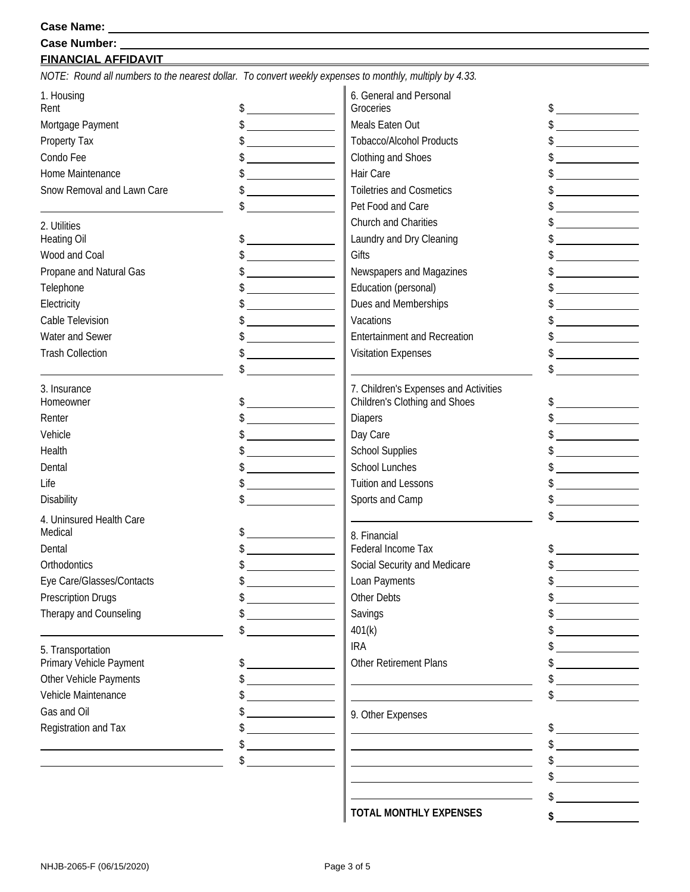**Case Name:** \_\_\_\_\_\_\_\_\_\_\_\_\_\_\_\_\_\_\_\_

**Case Number:** \_\_\_\_\_\_\_\_\_\_\_\_\_\_\_\_\_\_\_\_

## FINANCIAL AFFIDAVIT

*NOTE: Round all numbers to the nearest dollar. To convert weekly expenses to monthly, multiply by 4.33.*

| 1. Housing | |
|---|---|
| Rent | $ |
| Mortgage Payment | $ |
| Property Tax | $ |
| Condo Fee | $ |
| Home Maintenance | $ |
| Snow Removal and Lawn Care | $ |
| | $ |

| 2. Utilities | |
|---|---|
| Heating Oil | $ |
| Wood and Coal | $ |
| Propane and Natural Gas | $ |
| Telephone | $ |
| Electricity | $ |
| Cable Television | $ |
| Water and Sewer | $ |
| Trash Collection | $ |
| | $ |

| 3. Insurance | |
|---|---|
| Homeowner | $ |
| Renter | $ |
| Vehicle | $ |
| Health | $ |
| Dental | $ |
| Life | $ |
| Disability | $ |

| 4. Uninsured Health Care | |
|---|---|
| Medical | $ |
| Dental | $ |
| Orthodontics | $ |
| Eye Care/Glasses/Contacts | $ |
| Prescription Drugs | $ |
| Therapy and Counseling | $ |
| | $ |

| 5. Transportation | |
|---|---|
| Primary Vehicle Payment | $ |
| Other Vehicle Payments | $ |
| Vehicle Maintenance | $ |
| Gas and Oil | $ |
| Registration and Tax | $ |
| | $ |
| | $ |

| 6. General and Personal | |
|---|---|
| Groceries | $ |
| Meals Eaten Out | $ |
| Tobacco/Alcohol Products | $ |
| Clothing and Shoes | $ |
| Hair Care | $ |
| Toiletries and Cosmetics | $ |
| Pet Food and Care | $ |
| Church and Charities | $ |
| Laundry and Dry Cleaning | $ |
| Gifts | $ |
| Newspapers and Magazines | $ |
| Education (personal) | $ |
| Dues and Memberships | $ |
| Vacations | $ |
| Entertainment and Recreation | $ |
| Visitation Expenses | $ |
| | $ |

| 7. Children's Expenses and Activities | |
|---|---|
| Children's Clothing and Shoes | $ |
| Diapers | $ |
| Day Care | $ |
| School Supplies | $ |
| School Lunches | $ |
| Tuition and Lessons | $ |
| Sports and Camp | $ |
| | $ |

| 8. Financial | |
|---|---|
| Federal Income Tax | $ |
| Social Security and Medicare | $ |
| Loan Payments | $ |
| Other Debts | $ |
| Savings | $ |
| 401(k) | $ |
| IRA | $ |
| Other Retirement Plans | $ |
| | $ |
| | $ |

| 9. Other Expenses | |
|---|---|
| | $ |
| | $ |
| | $ |
| | $ |
| | $ |
| **TOTAL MONTHLY EXPENSES** | **$** |

NHJB-2065-F (06/15/2020)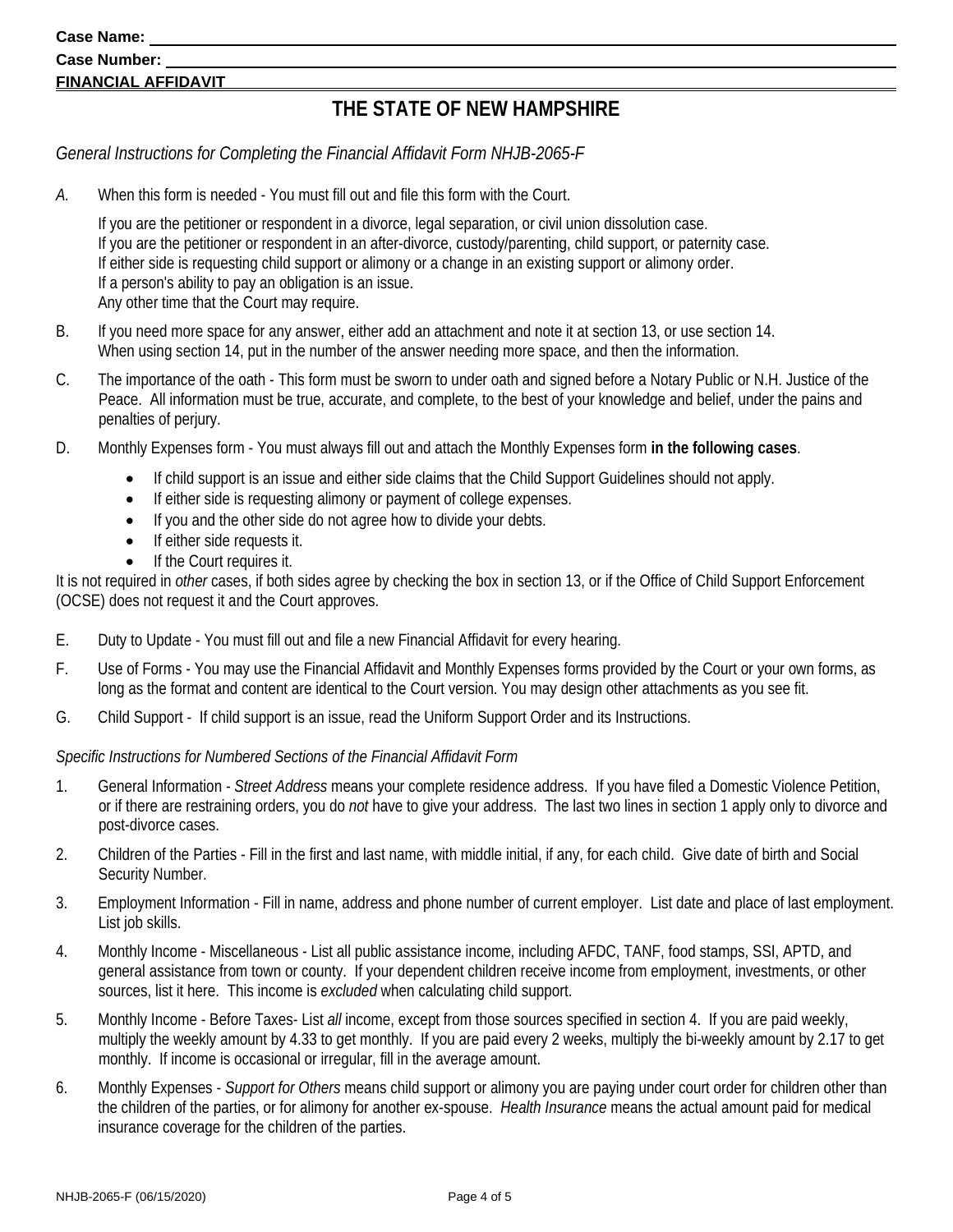Case Name:

Case Number:

**FINANCIAL AFFIDAVIT**

# THE STATE OF NEW HAMPSHIRE

*General Instructions for Completing the Financial Affidavit Form NHJB-2065-F*

*A.* When this form is needed - You must fill out and file this form with the Court.

If you are the petitioner or respondent in a divorce, legal separation, or civil union dissolution case.
If you are the petitioner or respondent in an after-divorce, custody/parenting, child support, or paternity case.
If either side is requesting child support or alimony or a change in an existing support or alimony order.
If a person's ability to pay an obligation is an issue.
Any other time that the Court may require.

B. If you need more space for any answer, either add an attachment and note it at section 13, or use section 14. When using section 14, put in the number of the answer needing more space, and then the information.

C. The importance of the oath - This form must be sworn to under oath and signed before a Notary Public or N.H. Justice of the Peace. All information must be true, accurate, and complete, to the best of your knowledge and belief, under the pains and penalties of perjury.

D. Monthly Expenses form - You must always fill out and attach the Monthly Expenses form **in the following cases**.

- If child support is an issue and either side claims that the Child Support Guidelines should not apply.
- If either side is requesting alimony or payment of college expenses.
- If you and the other side do not agree how to divide your debts.
- If either side requests it.
- If the Court requires it.

It is not required in *other* cases, if both sides agree by checking the box in section 13, or if the Office of Child Support Enforcement (OCSE) does not request it and the Court approves.

E. Duty to Update - You must fill out and file a new Financial Affidavit for every hearing.

F. Use of Forms - You may use the Financial Affidavit and Monthly Expenses forms provided by the Court or your own forms, as long as the format and content are identical to the Court version. You may design other attachments as you see fit.

G. Child Support - If child support is an issue, read the Uniform Support Order and its Instructions.

*Specific Instructions for Numbered Sections of the Financial Affidavit Form*

1. General Information - *Street Address* means your complete residence address. If you have filed a Domestic Violence Petition, or if there are restraining orders, you do *not* have to give your address. The last two lines in section 1 apply only to divorce and post-divorce cases.

2. Children of the Parties - Fill in the first and last name, with middle initial, if any, for each child. Give date of birth and Social Security Number.

3. Employment Information - Fill in name, address and phone number of current employer. List date and place of last employment. List job skills.

4. Monthly Income - Miscellaneous - List all public assistance income, including AFDC, TANF, food stamps, SSI, APTD, and general assistance from town or county. If your dependent children receive income from employment, investments, or other sources, list it here. This income is *excluded* when calculating child support.

5. Monthly Income - Before Taxes- List *all* income, except from those sources specified in section 4. If you are paid weekly, multiply the weekly amount by 4.33 to get monthly. If you are paid every 2 weeks, multiply the bi-weekly amount by 2.17 to get monthly. If income is occasional or irregular, fill in the average amount.

6. Monthly Expenses - *Support for Others* means child support or alimony you are paying under court order for children other than the children of the parties, or for alimony for another ex-spouse. *Health Insurance* means the actual amount paid for medical insurance coverage for the children of the parties.

NHJB-2065-F (06/15/2020)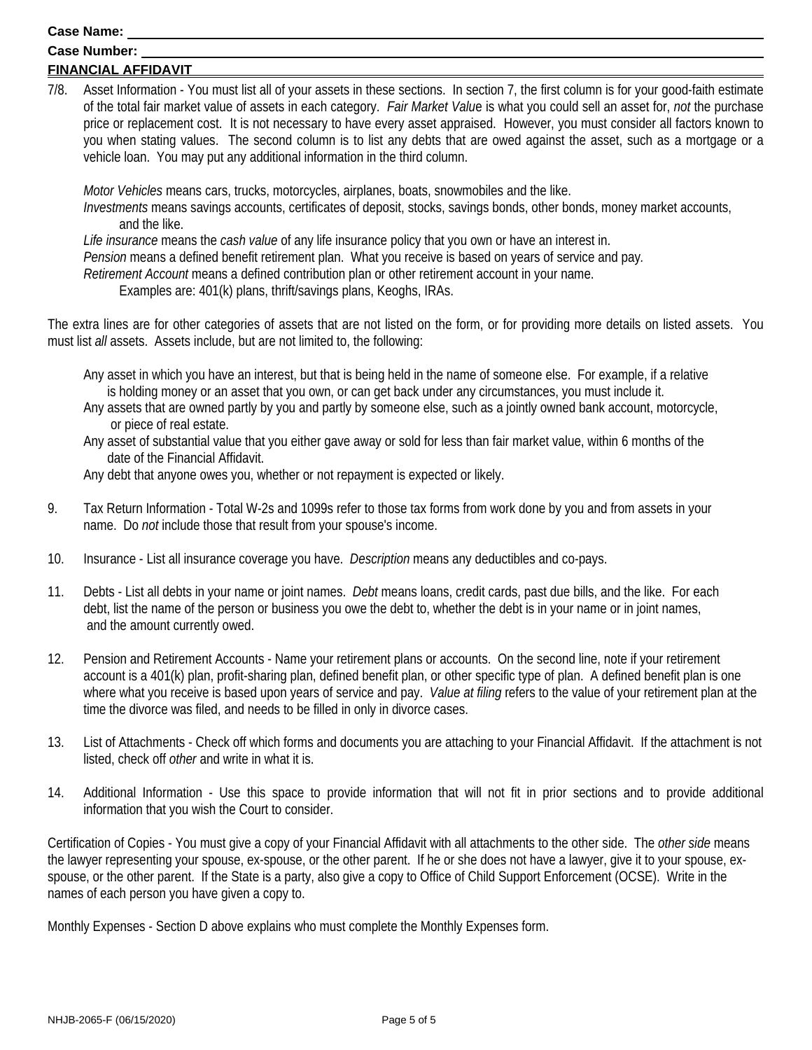**Case Name:** \_\_\_\_\_\_\_\_\_\_\_\_\_\_\_\_\_\_\_\_

**Case Number:** \_\_\_\_\_\_\_\_\_\_\_\_\_\_\_\_\_\_\_\_

**FINANCIAL AFFIDAVIT**

7/8. Asset Information - You must list all of your assets in these sections. In section 7, the first column is for your good-faith estimate of the total fair market value of assets in each category. *Fair Market Value* is what you could sell an asset for, *not* the purchase price or replacement cost. It is not necessary to have every asset appraised. However, you must consider all factors known to you when stating values. The second column is to list any debts that are owed against the asset, such as a mortgage or a vehicle loan. You may put any additional information in the third column.

*Motor Vehicles* means cars, trucks, motorcycles, airplanes, boats, snowmobiles and the like.
*Investments* means savings accounts, certificates of deposit, stocks, savings bonds, other bonds, money market accounts, and the like.
*Life insurance* means the *cash value* of any life insurance policy that you own or have an interest in.
*Pension* means a defined benefit retirement plan. What you receive is based on years of service and pay.
*Retirement Account* means a defined contribution plan or other retirement account in your name.
Examples are: 401(k) plans, thrift/savings plans, Keoghs, IRAs.

The extra lines are for other categories of assets that are not listed on the form, or for providing more details on listed assets. You must list *all* assets. Assets include, but are not limited to, the following:

- Any asset in which you have an interest, but that is being held in the name of someone else. For example, if a relative is holding money or an asset that you own, or can get back under any circumstances, you must include it.
- Any assets that are owned partly by you and partly by someone else, such as a jointly owned bank account, motorcycle, or piece of real estate.
- Any asset of substantial value that you either gave away or sold for less than fair market value, within 6 months of the date of the Financial Affidavit.
- Any debt that anyone owes you, whether or not repayment is expected or likely.

9. Tax Return Information - Total W-2s and 1099s refer to those tax forms from work done by you and from assets in your name. Do *not* include those that result from your spouse's income.

10. Insurance - List all insurance coverage you have. *Description* means any deductibles and co-pays.

11. Debts - List all debts in your name or joint names. *Debt* means loans, credit cards, past due bills, and the like. For each debt, list the name of the person or business you owe the debt to, whether the debt is in your name or in joint names, and the amount currently owed.

12. Pension and Retirement Accounts - Name your retirement plans or accounts. On the second line, note if your retirement account is a 401(k) plan, profit-sharing plan, defined benefit plan, or other specific type of plan. A defined benefit plan is one where what you receive is based upon years of service and pay. *Value at filing* refers to the value of your retirement plan at the time the divorce was filed, and needs to be filled in only in divorce cases.

13. List of Attachments - Check off which forms and documents you are attaching to your Financial Affidavit. If the attachment is not listed, check off *other* and write in what it is.

14. Additional Information - Use this space to provide information that will not fit in prior sections and to provide additional information that you wish the Court to consider.

Certification of Copies - You must give a copy of your Financial Affidavit with all attachments to the other side. The *other side* means the lawyer representing your spouse, ex-spouse, or the other parent. If he or she does not have a lawyer, give it to your spouse, ex-spouse, or the other parent. If the State is a party, also give a copy to Office of Child Support Enforcement (OCSE). Write in the names of each person you have given a copy to.

Monthly Expenses - Section D above explains who must complete the Monthly Expenses form.

NHJB-2065-F (06/15/2020)